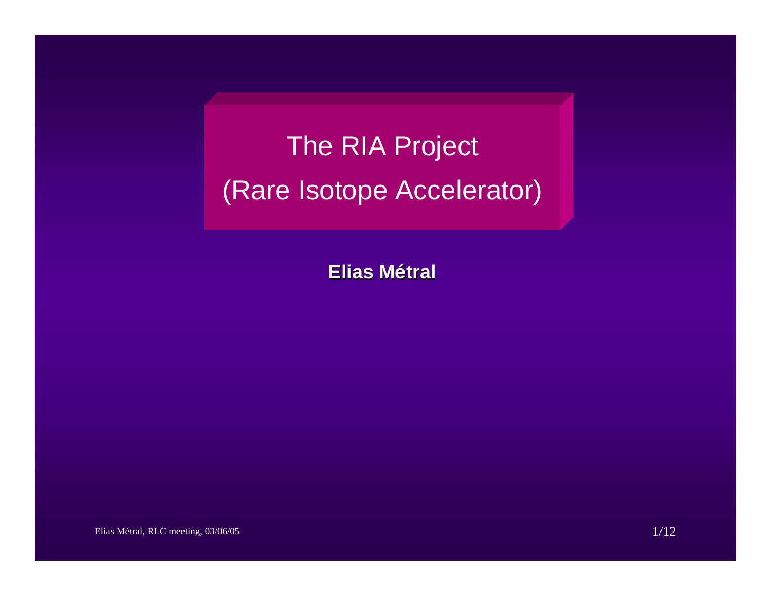# The RIA Project

# (Rare Isotope Accelerator)

**Elias Métral**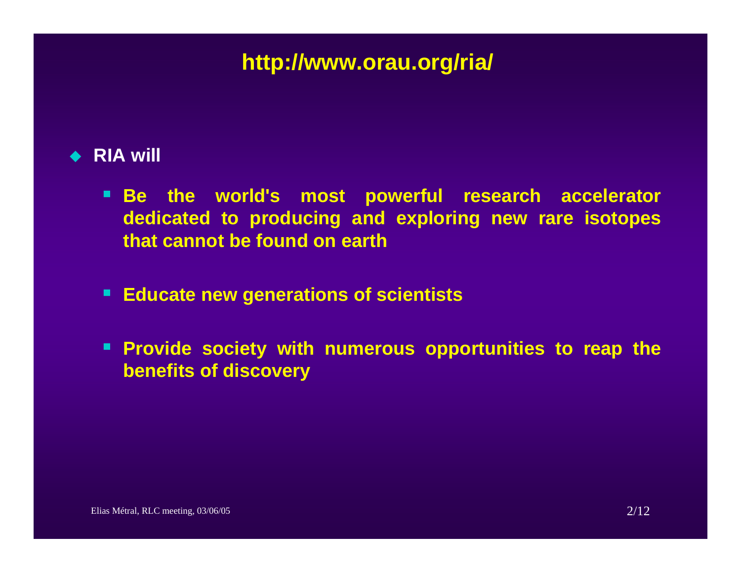# http://www.orau.org/ria/

- **RIA will**
  - **Be the world's most powerful research accelerator dedicated to producing and exploring new rare isotopes that cannot be found on earth**
  - **Educate new generations of scientists**
  - **Provide society with numerous opportunities to reap the benefits of discovery**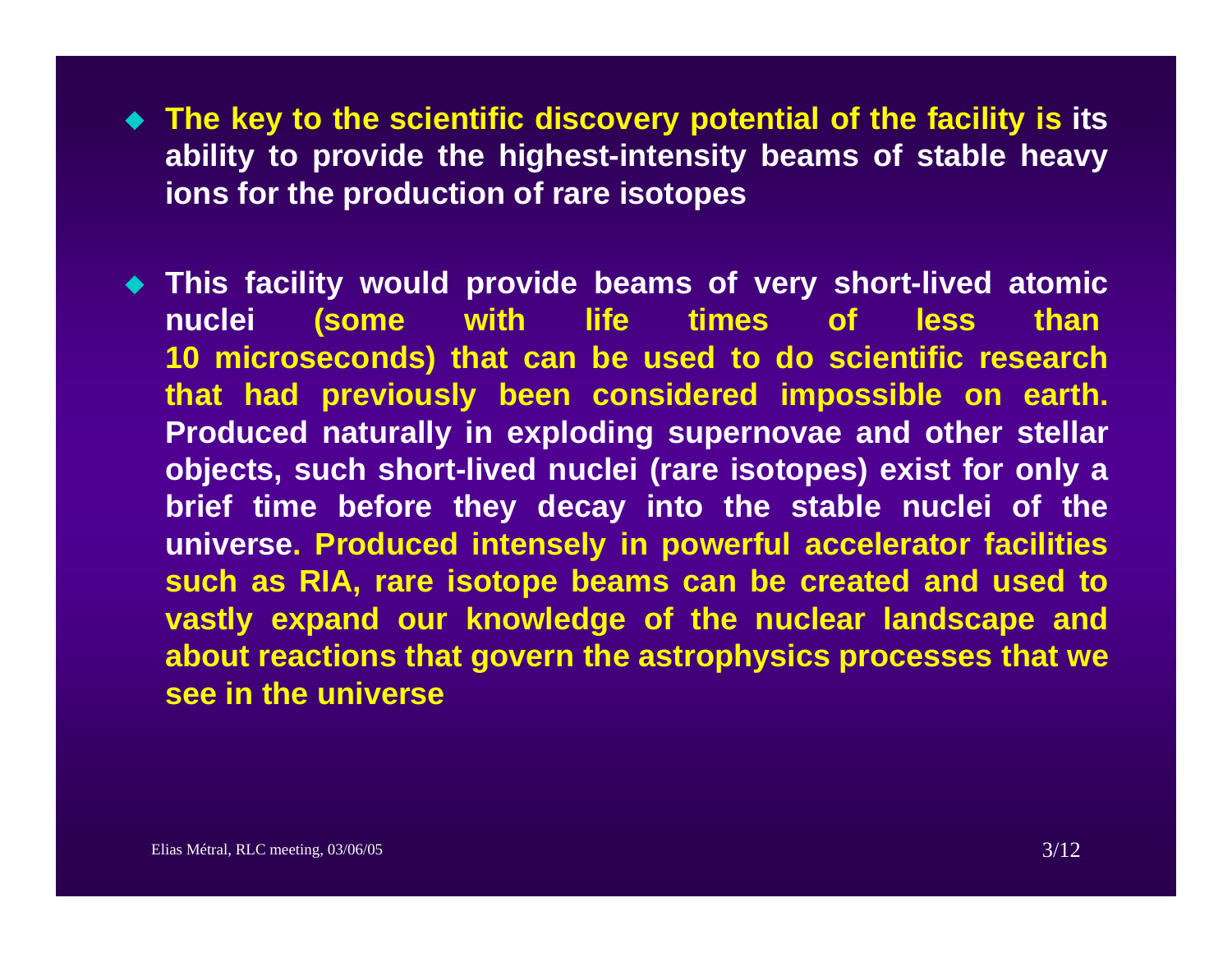- The key to the scientific discovery potential of the facility is its ability to provide the highest-intensity beams of stable heavy ions for the production of rare isotopes

- This facility would provide beams of very short-lived atomic nuclei (some with life times of less than 10 microseconds) that can be used to do scientific research that had previously been considered impossible on earth. Produced naturally in exploding supernovae and other stellar objects, such short-lived nuclei (rare isotopes) exist for only a brief time before they decay into the stable nuclei of the universe. Produced intensely in powerful accelerator facilities such as RIA, rare isotope beams can be created and used to vastly expand our knowledge of the nuclear landscape and about reactions that govern the astrophysics processes that we see in the universe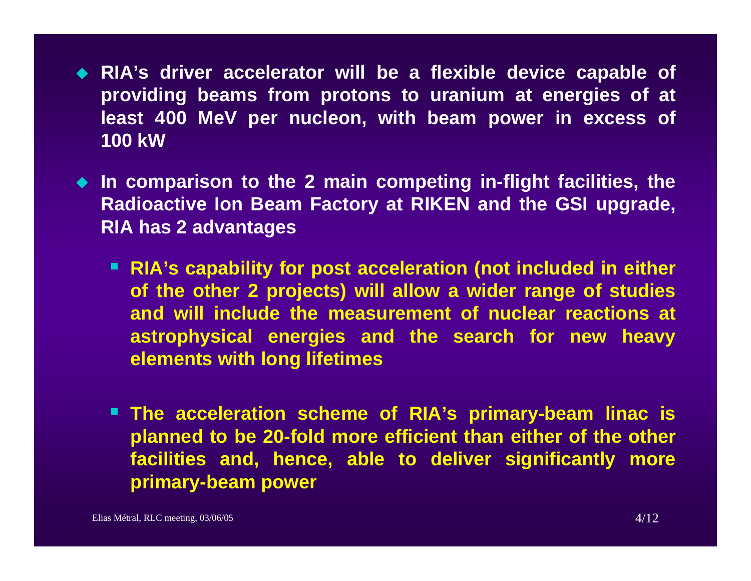- **RIA's driver accelerator will be a flexible device capable of providing beams from protons to uranium at energies of at least 400 MeV per nucleon, with beam power in excess of 100 kW**

- **In comparison to the 2 main competing in-flight facilities, the Radioactive Ion Beam Factory at RIKEN and the GSI upgrade, RIA has 2 advantages**

  - **RIA's capability for post acceleration (not included in either of the other 2 projects) will allow a wider range of studies and will include the measurement of nuclear reactions at astrophysical energies and the search for new heavy elements with long lifetimes**

  - **The acceleration scheme of RIA's primary-beam linac is planned to be 20-fold more efficient than either of the other facilities and, hence, able to deliver significantly more primary-beam power**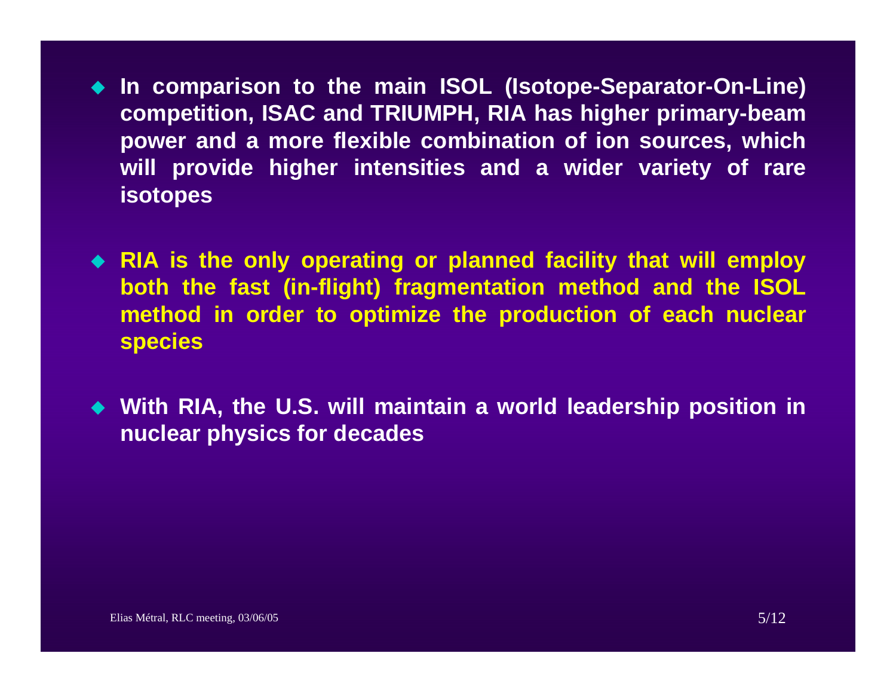- **In comparison to the main ISOL (Isotope-Separator-On-Line) competition, ISAC and TRIUMPH, RIA has higher primary-beam power and a more flexible combination of ion sources, which will provide higher intensities and a wider variety of rare isotopes**

- **RIA is the only operating or planned facility that will employ both the fast (in-flight) fragmentation method and the ISOL method in order to optimize the production of each nuclear species**

- **With RIA, the U.S. will maintain a world leadership position in nuclear physics for decades**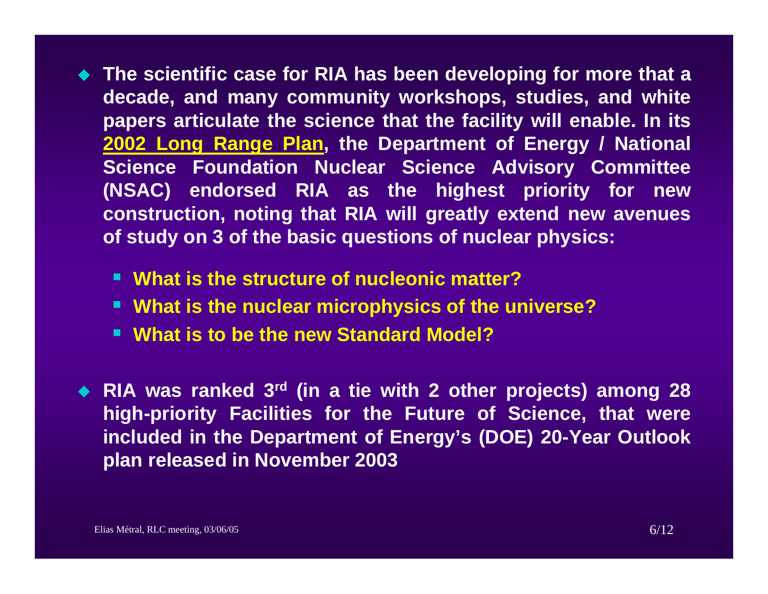- The scientific case for RIA has been developing for more that a decade, and many community workshops, studies, and white papers articulate the science that the facility will enable. In its 2002 Long Range Plan, the Department of Energy / National Science Foundation Nuclear Science Advisory Committee (NSAC) endorsed RIA as the highest priority for new construction, noting that RIA will greatly extend new avenues of study on 3 of the basic questions of nuclear physics:
  - What is the structure of nucleonic matter?
  - What is the nuclear microphysics of the universe?
  - What is to be the new Standard Model?
- RIA was ranked 3rd (in a tie with 2 other projects) among 28 high-priority Facilities for the Future of Science, that were included in the Department of Energy's (DOE) 20-Year Outlook plan released in November 2003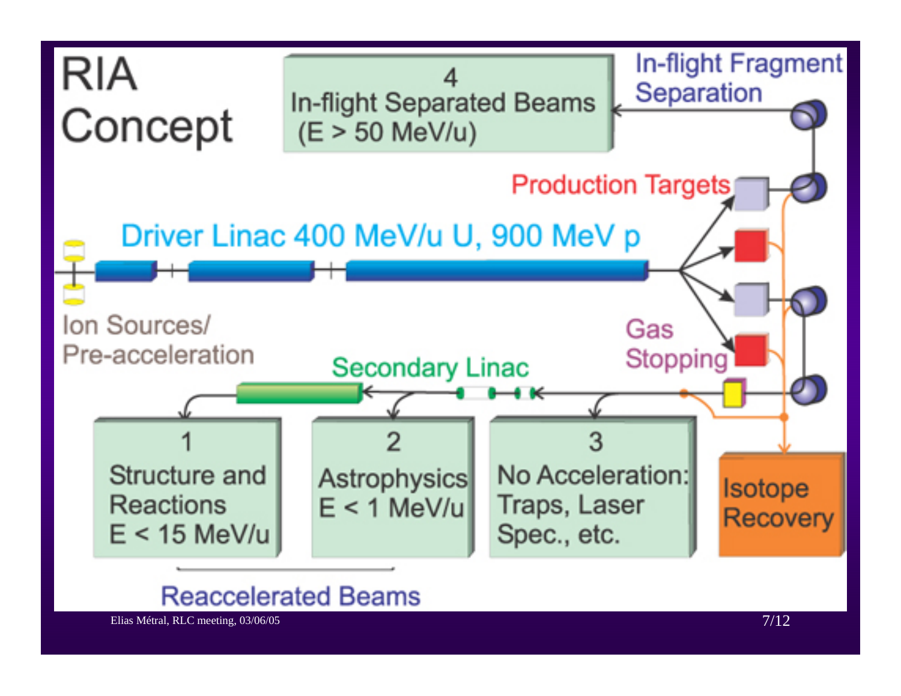# RIA Concept

4
In-flight Separated Beams
(E > 50 MeV/u)

In-flight Fragment Separation

Production Targets

Driver Linac 400 MeV/u U, 900 MeV p

Ion Sources/
Pre-acceleration

Gas Stopping

Secondary Linac

1
Structure and Reactions
E < 15 MeV/u

2
Astrophysics
E < 1 MeV/u

3
No Acceleration:
Traps, Laser Spec., etc.

Isotope Recovery

Reaccelerated Beams

Elias Métral, RLC meeting, 03/06/05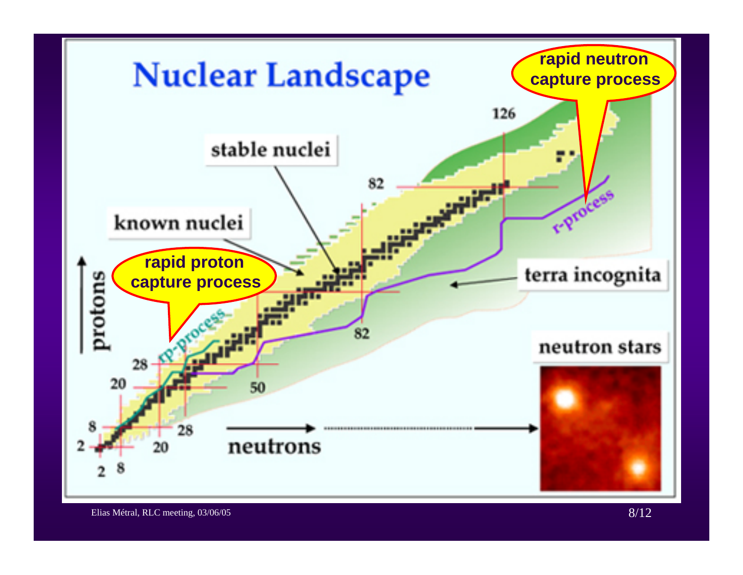# Nuclear Landscape

rapid neutron capture process

stable nuclei

known nuclei

rapid proton capture process

rp-process

r-process

terra incognita

neutron stars

protons

neutrons

2, 8, 20, 28, 50, 82, 126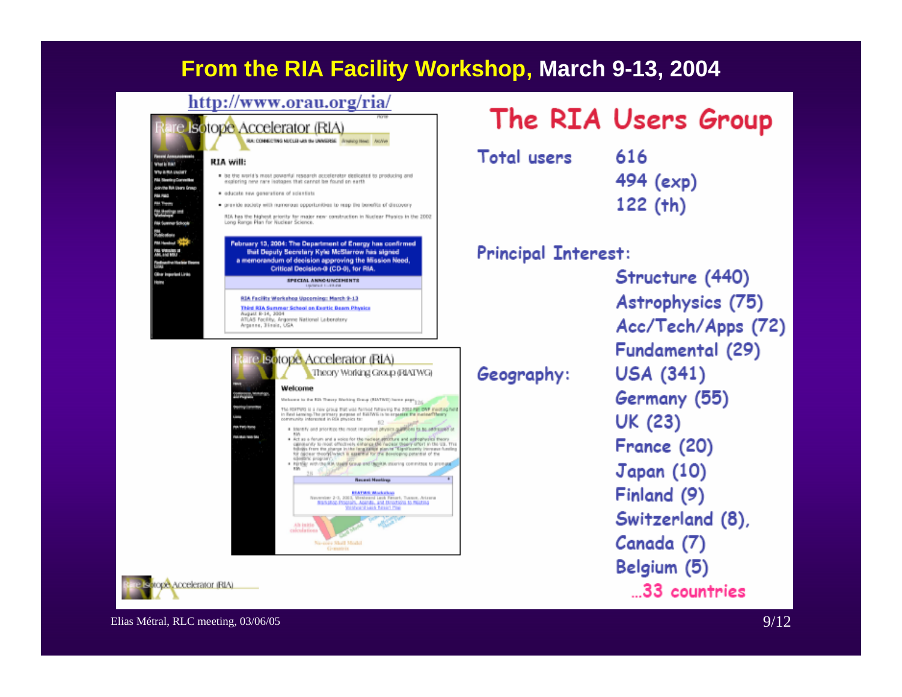# From the RIA Facility Workshop, March 9-13, 2004

http://www.orau.org/ria/

## The RIA Users Group

Total users 616
494 (exp)
122 (th)

Principal Interest:
- Structure (440)
- Astrophysics (75)
- Acc/Tech/Apps (72)
- Fundamental (29)

Geography:
- USA (341)
- Germany (55)
- UK (23)
- France (20)
- Japan (10)
- Finland (9)
- Switzerland (8),
- Canada (7)
- Belgium (5)

…33 countries

Elias Métral, RLC meeting, 03/06/05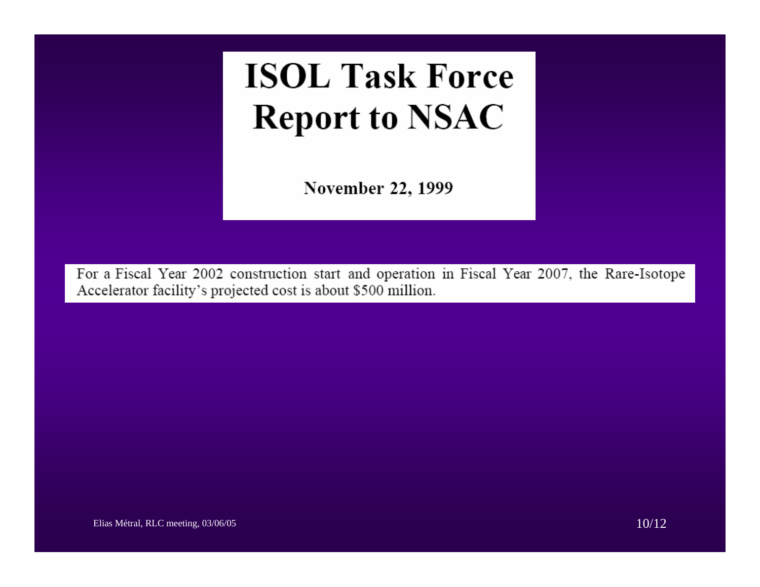# ISOL Task Force Report to NSAC

**November 22, 1999**

For a Fiscal Year 2002 construction start and operation in Fiscal Year 2007, the Rare-Isotope Accelerator facility's projected cost is about $500 million.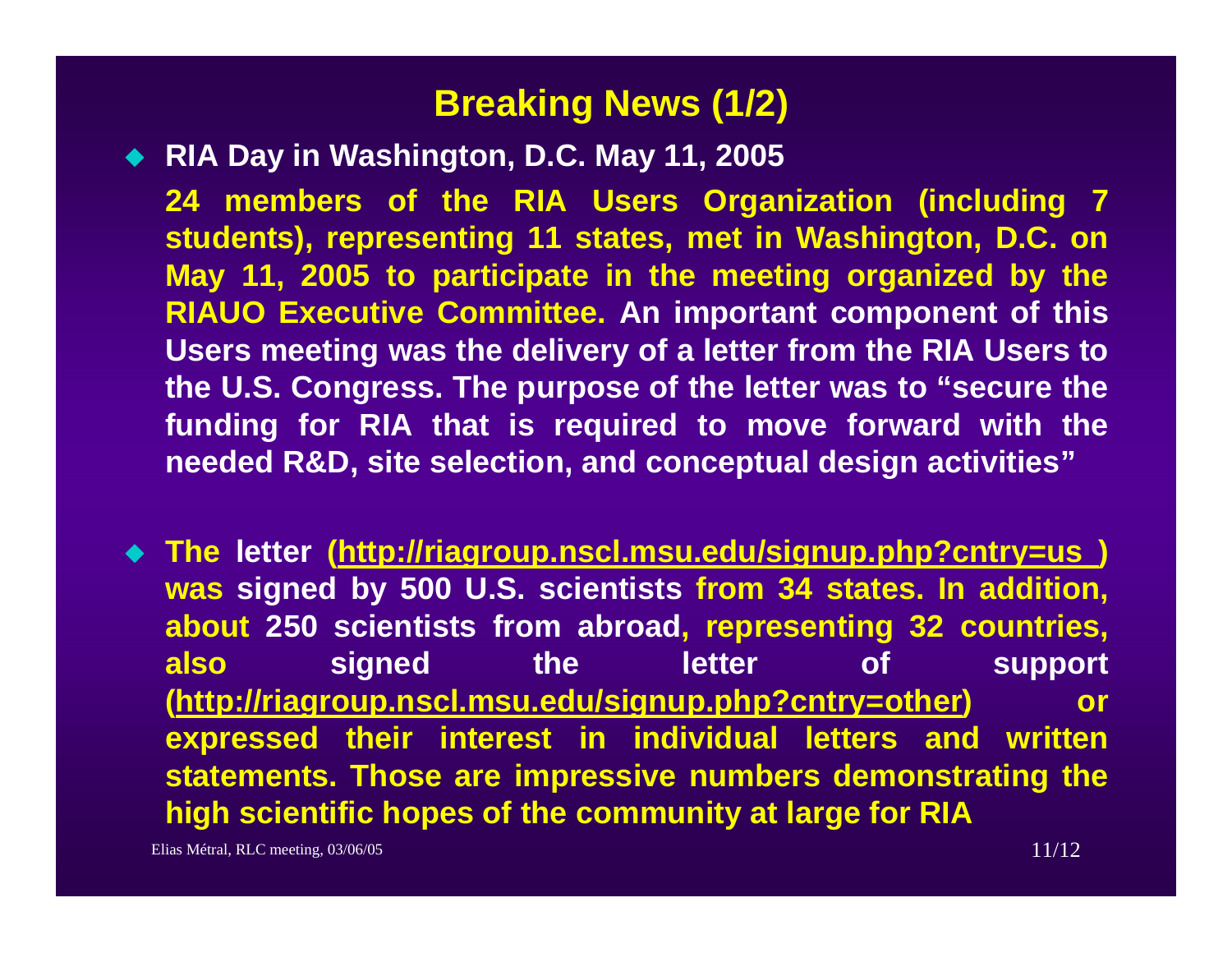## Breaking News (1/2)

- **RIA Day in Washington, D.C. May 11, 2005**

  **24 members of the RIA Users Organization (including 7 students), representing 11 states, met in Washington, D.C. on May 11, 2005 to participate in the meeting organized by the RIAUO Executive Committee. An important component of this Users meeting was the delivery of a letter from the RIA Users to the U.S. Congress. The purpose of the letter was to "secure the funding for RIA that is required to move forward with the needed R&D, site selection, and conceptual design activities"**

- **The letter (http://riagroup.nscl.msu.edu/signup.php?cntry=us ) was signed by 500 U.S. scientists from 34 states. In addition, about 250 scientists from abroad, representing 32 countries, also signed the letter of support (http://riagroup.nscl.msu.edu/signup.php?cntry=other) or expressed their interest in individual letters and written statements. Those are impressive numbers demonstrating the high scientific hopes of the community at large for RIA**

Elias Métral, RLC meeting, 03/06/05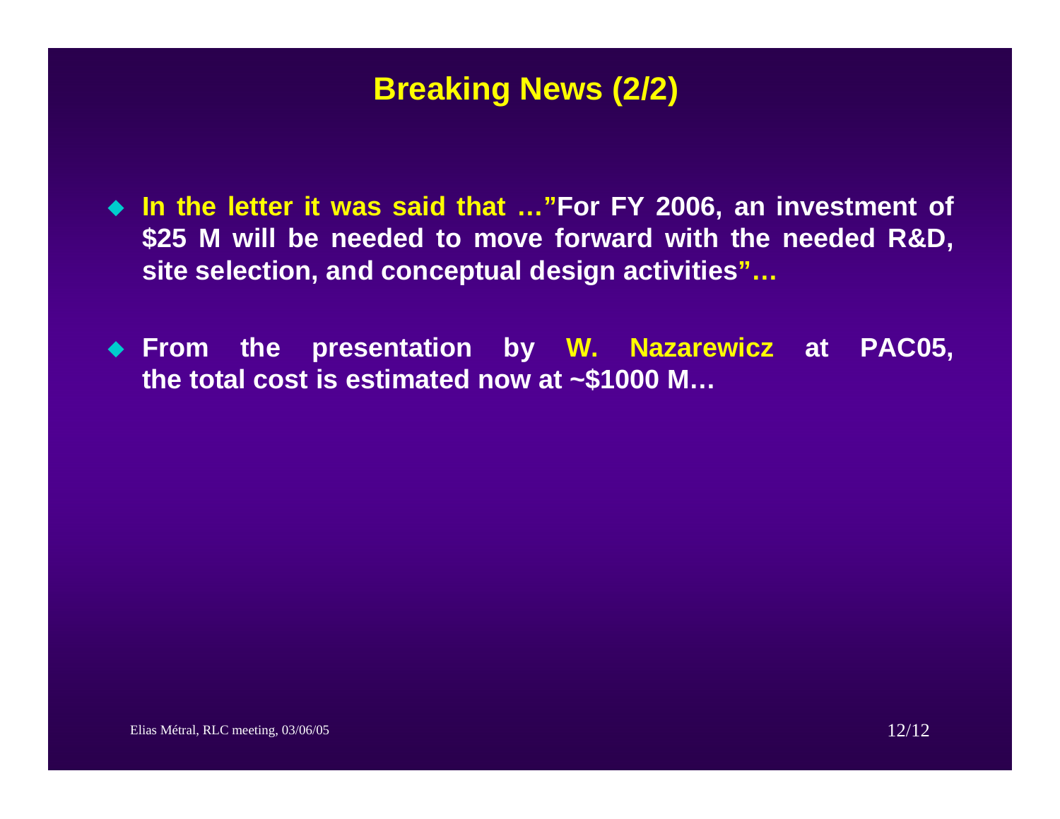# Breaking News (2/2)

- In the letter it was said that …"For FY 2006, an investment of $25 M will be needed to move forward with the needed R&D, site selection, and conceptual design activities"…

- From the presentation by W. Nazarewicz at PAC05, the total cost is estimated now at ~$1000 M…